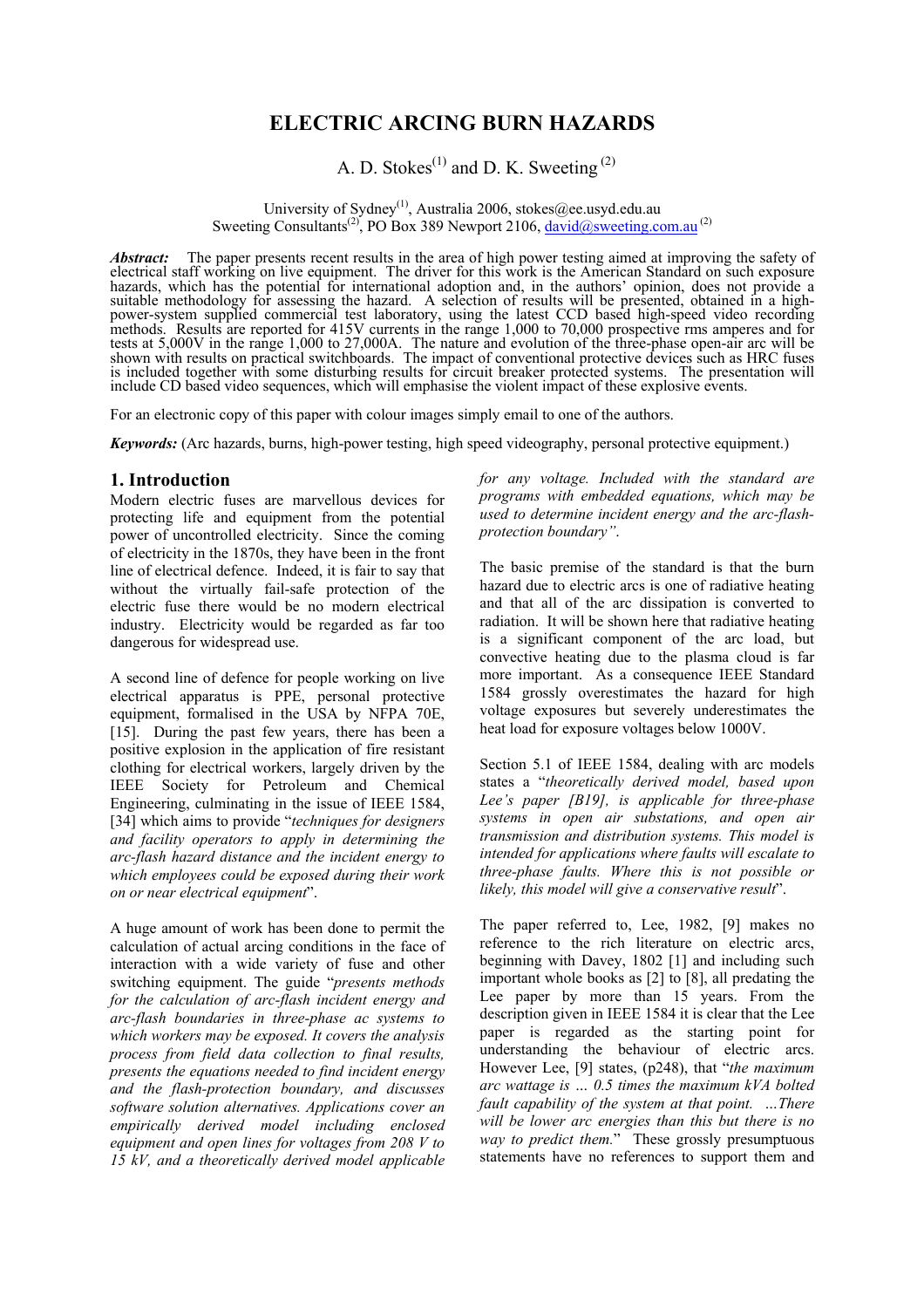# ELECTRIC ARCING BURN HAZARDS

A. D. Stokes[(1)] and D. K. Sweeting [(2)]

University of Sydney[(1)], Australia 2006, stokes@ee.usyd.edu.au
Sweeting Consultants[(2)], PO Box 389 Newport 2106, david@sweeting.com.au [(2)]

***Abstract:*** The paper presents recent results in the area of high power testing aimed at improving the safety of electrical staff working on live equipment. The driver for this work is the American Standard on such exposure hazards, which has the potential for international adoption and, in the authors' opinion, does not provide a suitable methodology for assessing the hazard. A selection of results will be presented, obtained in a high-power-system supplied commercial test laboratory, using the latest CCD based high-speed video recording methods. Results are reported for 415V currents in the range 1,000 to 70,000 prospective rms amperes and for tests at 5,000V in the range 1,000 to 27,000A. The nature and evolution of the three-phase open-air arc will be shown with results on practical switchboards. The impact of conventional protective devices such as HRC fuses is included together with some disturbing results for circuit breaker protected systems. The presentation will include CD based video sequences, which will emphasise the violent impact of these explosive events.

For an electronic copy of this paper with colour images simply email to one of the authors.

***Keywords:*** (Arc hazards, burns, high-power testing, high speed videography, personal protective equipment.)

## 1. Introduction

Modern electric fuses are marvellous devices for protecting life and equipment from the potential power of uncontrolled electricity. Since the coming of electricity in the 1870s, they have been in the front line of electrical defence. Indeed, it is fair to say that without the virtually fail-safe protection of the electric fuse there would be no modern electrical industry. Electricity would be regarded as far too dangerous for widespread use.

A second line of defence for people working on live electrical apparatus is PPE, personal protective equipment, formalised in the USA by NFPA 70E, [15]. During the past few years, there has been a positive explosion in the application of fire resistant clothing for electrical workers, largely driven by the IEEE Society for Petroleum and Chemical Engineering, culminating in the issue of IEEE 1584, [34] which aims to provide "*techniques for designers and facility operators to apply in determining the arc-flash hazard distance and the incident energy to which employees could be exposed during their work on or near electrical equipment*".

A huge amount of work has been done to permit the calculation of actual arcing conditions in the face of interaction with a wide variety of fuse and other switching equipment. The guide "*presents methods for the calculation of arc-flash incident energy and arc-flash boundaries in three-phase ac systems to which workers may be exposed. It covers the analysis process from field data collection to final results, presents the equations needed to find incident energy and the flash-protection boundary, and discusses software solution alternatives. Applications cover an empirically derived model including enclosed equipment and open lines for voltages from 208 V to 15 kV, and a theoretically derived model applicable for any voltage. Included with the standard are programs with embedded equations, which may be used to determine incident energy and the arc-flash-protection boundary".*

The basic premise of the standard is that the burn hazard due to electric arcs is one of radiative heating and that all of the arc dissipation is converted to radiation. It will be shown here that radiative heating is a significant component of the arc load, but convective heating due to the plasma cloud is far more important. As a consequence IEEE Standard 1584 grossly overestimates the hazard for high voltage exposures but severely underestimates the heat load for exposure voltages below 1000V.

Section 5.1 of IEEE 1584, dealing with arc models states a "*theoretically derived model, based upon Lee's paper [B19], is applicable for three-phase systems in open air substations, and open air transmission and distribution systems. This model is intended for applications where faults will escalate to three-phase faults. Where this is not possible or likely, this model will give a conservative result*".

The paper referred to, Lee, 1982, [9] makes no reference to the rich literature on electric arcs, beginning with Davey, 1802 [1] and including such important whole books as [2] to [8], all predating the Lee paper by more than 15 years. From the description given in IEEE 1584 it is clear that the Lee paper is regarded as the starting point for understanding the behaviour of electric arcs. However Lee, [9] states, (p248), that "*the maximum arc wattage is … 0.5 times the maximum kVA bolted fault capability of the system at that point. …There will be lower arc energies than this but there is no way to predict them.*" These grossly presumptuous statements have no references to support them and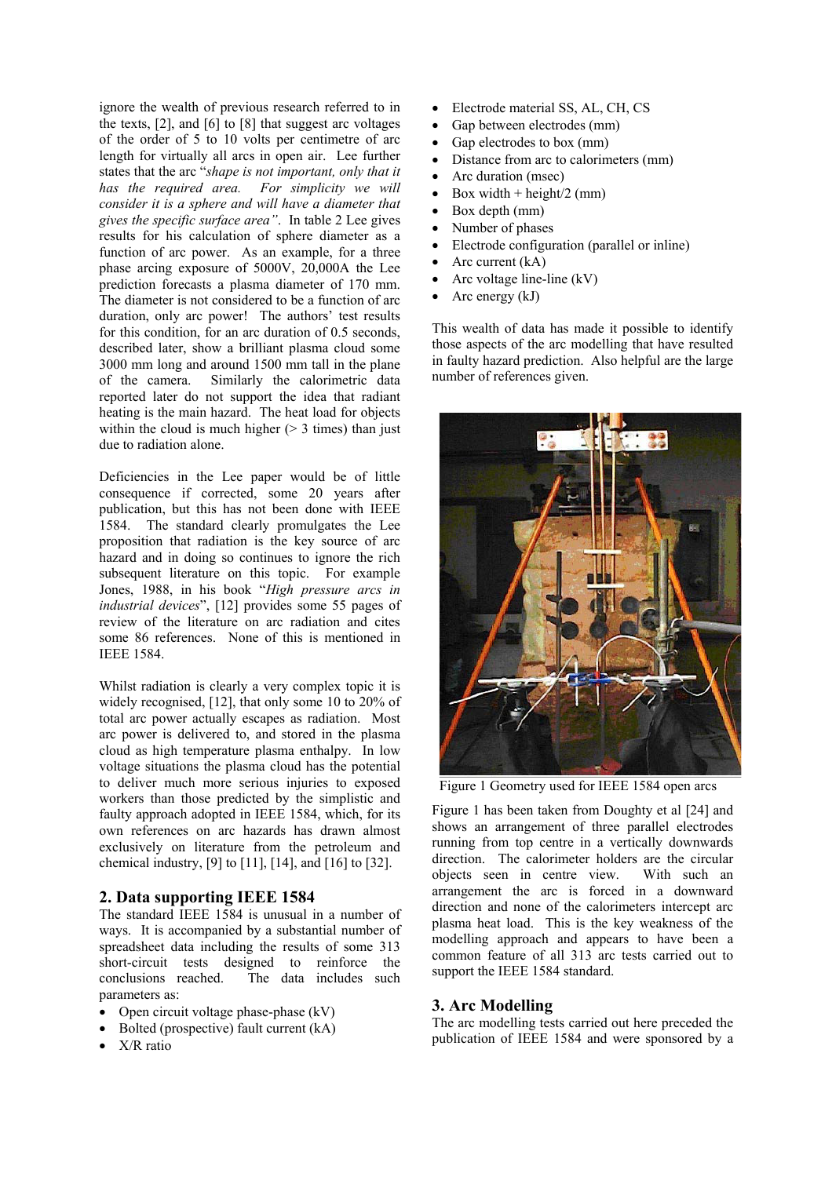ignore the wealth of previous research referred to in the texts, [2], and [6] to [8] that suggest arc voltages of the order of 5 to 10 volts per centimetre of arc length for virtually all arcs in open air. Lee further states that the arc "*shape is not important, only that it has the required area. For simplicity we will consider it is a sphere and will have a diameter that gives the specific surface area"*. In table 2 Lee gives results for his calculation of sphere diameter as a function of arc power. As an example, for a three phase arcing exposure of 5000V, 20,000A the Lee prediction forecasts a plasma diameter of 170 mm. The diameter is not considered to be a function of arc duration, only arc power! The authors' test results for this condition, for an arc duration of 0.5 seconds, described later, show a brilliant plasma cloud some 3000 mm long and around 1500 mm tall in the plane of the camera. Similarly the calorimetric data reported later do not support the idea that radiant heating is the main hazard. The heat load for objects within the cloud is much higher (> 3 times) than just due to radiation alone.

Deficiencies in the Lee paper would be of little consequence if corrected, some 20 years after publication, but this has not been done with IEEE 1584. The standard clearly promulgates the Lee proposition that radiation is the key source of arc hazard and in doing so continues to ignore the rich subsequent literature on this topic. For example Jones, 1988, in his book "*High pressure arcs in industrial devices*", [12] provides some 55 pages of review of the literature on arc radiation and cites some 86 references. None of this is mentioned in IEEE 1584.

Whilst radiation is clearly a very complex topic it is widely recognised, [12], that only some 10 to 20% of total arc power actually escapes as radiation. Most arc power is delivered to, and stored in the plasma cloud as high temperature plasma enthalpy. In low voltage situations the plasma cloud has the potential to deliver much more serious injuries to exposed workers than those predicted by the simplistic and faulty approach adopted in IEEE 1584, which, for its own references on arc hazards has drawn almost exclusively on literature from the petroleum and chemical industry, [9] to [11], [14], and [16] to [32].

## 2. Data supporting IEEE 1584

The standard IEEE 1584 is unusual in a number of ways. It is accompanied by a substantial number of spreadsheet data including the results of some 313 short-circuit tests designed to reinforce the conclusions reached. The data includes such parameters as:

- Open circuit voltage phase-phase (kV)
- Bolted (prospective) fault current (kA)
- X/R ratio
- Electrode material SS, AL, CH, CS
- Gap between electrodes (mm)
- Gap electrodes to box (mm)
- Distance from arc to calorimeters (mm)
- Arc duration (msec)
- Box width + height/2 (mm)
- Box depth (mm)
- Number of phases
- Electrode configuration (parallel or inline)
- Arc current (kA)
- Arc voltage line-line (kV)
- Arc energy (kJ)

This wealth of data has made it possible to identify those aspects of the arc modelling that have resulted in faulty hazard prediction. Also helpful are the large number of references given.

Figure 1 Geometry used for IEEE 1584 open arcs

Figure 1 has been taken from Doughty et al [24] and shows an arrangement of three parallel electrodes running from top centre in a vertically downwards direction. The calorimeter holders are the circular objects seen in centre view. With such an arrangement the arc is forced in a downward direction and none of the calorimeters intercept arc plasma heat load. This is the key weakness of the modelling approach and appears to have been a common feature of all 313 arc tests carried out to support the IEEE 1584 standard.

## 3. Arc Modelling

The arc modelling tests carried out here preceded the publication of IEEE 1584 and were sponsored by a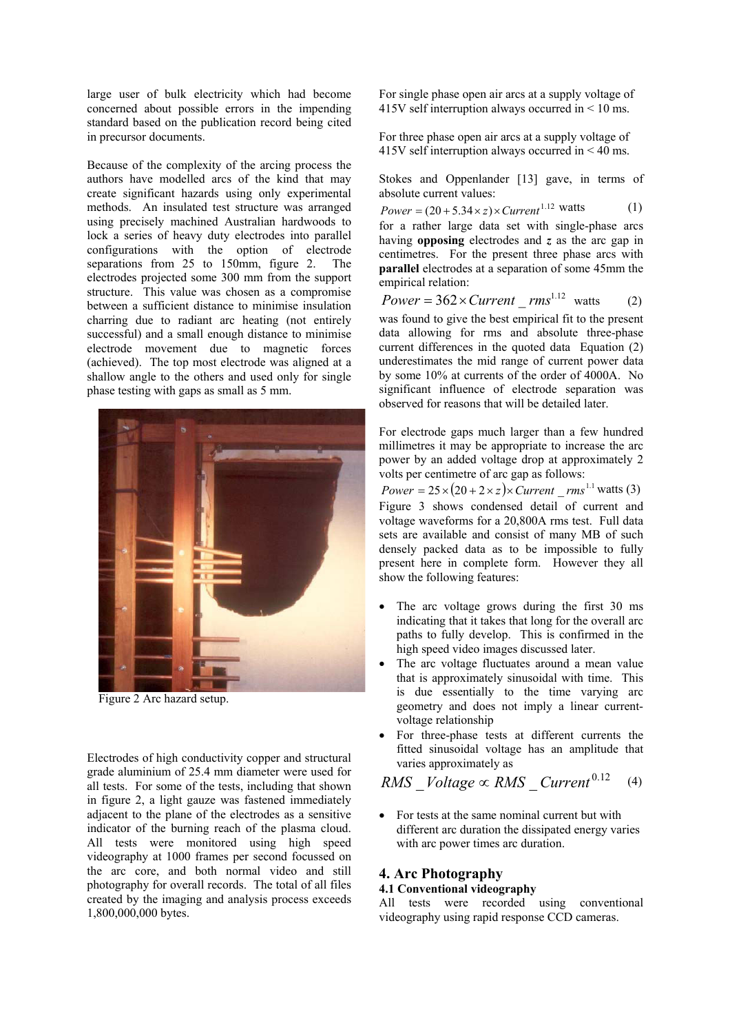large user of bulk electricity which had become concerned about possible errors in the impending standard based on the publication record being cited in precursor documents.

Because of the complexity of the arcing process the authors have modelled arcs of the kind that may create significant hazards using only experimental methods. An insulated test structure was arranged using precisely machined Australian hardwoods to lock a series of heavy duty electrodes into parallel configurations with the option of electrode separations from 25 to 150mm, figure 2. The electrodes projected some 300 mm from the support structure. This value was chosen as a compromise between a sufficient distance to minimise insulation charring due to radiant arc heating (not entirely successful) and a small enough distance to minimise electrode movement due to magnetic forces (achieved). The top most electrode was aligned at a shallow angle to the others and used only for single phase testing with gaps as small as 5 mm.

Figure 2 Arc hazard setup.

Electrodes of high conductivity copper and structural grade aluminium of 25.4 mm diameter were used for all tests. For some of the tests, including that shown in figure 2, a light gauze was fastened immediately adjacent to the plane of the electrodes as a sensitive indicator of the burning reach of the plasma cloud. All tests were monitored using high speed videography at 1000 frames per second focussed on the arc core, and both normal video and still photography for overall records. The total of all files created by the imaging and analysis process exceeds 1,800,000,000 bytes.

For single phase open air arcs at a supply voltage of 415V self interruption always occurred in < 10 ms.

For three phase open air arcs at a supply voltage of 415V self interruption always occurred in < 40 ms.

Stokes and Oppenlander [13] gave, in terms of absolute current values:

$$Power = (20 + 5.34 \times z) \times Current^{1.12} \text{ watts} \quad (1)$$

for a rather large data set with single-phase arcs having **opposing** electrodes and ***z*** as the arc gap in centimetres. For the present three phase arcs with **parallel** electrodes at a separation of some 45mm the empirical relation:

$$Power = 362 \times Current\_rms^{1.12} \text{ watts} \quad (2)$$

was found to give the best empirical fit to the present data allowing for rms and absolute three-phase current differences in the quoted data Equation (2) underestimates the mid range of current power data by some 10% at currents of the order of 4000A. No significant influence of electrode separation was observed for reasons that will be detailed later.

For electrode gaps much larger than a few hundred millimetres it may be appropriate to increase the arc power by an added voltage drop at approximately 2 volts per centimetre of arc gap as follows:

$$Power = 25 \times (20 + 2 \times z) \times Current\_rms^{1.1} \text{ watts} \quad (3)$$

Figure 3 shows condensed detail of current and voltage waveforms for a 20,800A rms test. Full data sets are available and consist of many MB of such densely packed data as to be impossible to fully present here in complete form. However they all show the following features:

- The arc voltage grows during the first 30 ms indicating that it takes that long for the overall arc paths to fully develop. This is confirmed in the high speed video images discussed later.
- The arc voltage fluctuates around a mean value that is approximately sinusoidal with time. This is due essentially to the time varying arc geometry and does not imply a linear current-voltage relationship
- For three-phase tests at different currents the fitted sinusoidal voltage has an amplitude that varies approximately as

$$RMS\_Voltage \propto RMS\_Current^{0.12} \quad (4)$$

- For tests at the same nominal current but with different arc duration the dissipated energy varies with arc power times arc duration.

## 4. Arc Photography

### 4.1 Conventional videography

All tests were recorded using conventional videography using rapid response CCD cameras.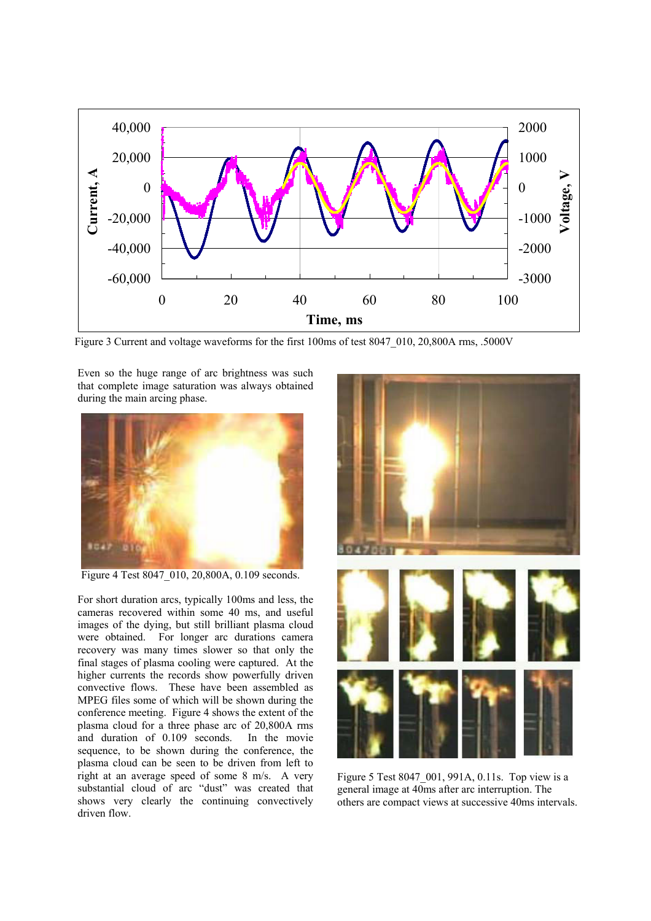Figure 3 Current and voltage waveforms for the first 100ms of test 8047_010, 20,800A rms, .5000V

Even so the huge range of arc brightness was such that complete image saturation was always obtained during the main arcing phase.

Figure 4 Test 8047_010, 20,800A, 0.109 seconds.

For short duration arcs, typically 100ms and less, the cameras recovered within some 40 ms, and useful images of the dying, but still brilliant plasma cloud were obtained. For longer arc durations camera recovery was many times slower so that only the final stages of plasma cooling were captured. At the higher currents the records show powerfully driven convective flows. These have been assembled as MPEG files some of which will be shown during the conference meeting. Figure 4 shows the extent of the plasma cloud for a three phase arc of 20,800A rms and duration of 0.109 seconds. In the movie sequence, to be shown during the conference, the plasma cloud can be seen to be driven from left to right at an average speed of some 8 m/s. A very substantial cloud of arc "dust" was created that shows very clearly the continuing convectively driven flow.

Figure 5 Test 8047_001, 991A, 0.11s. Top view is a general image at 40ms after arc interruption. The others are compact views at successive 40ms intervals.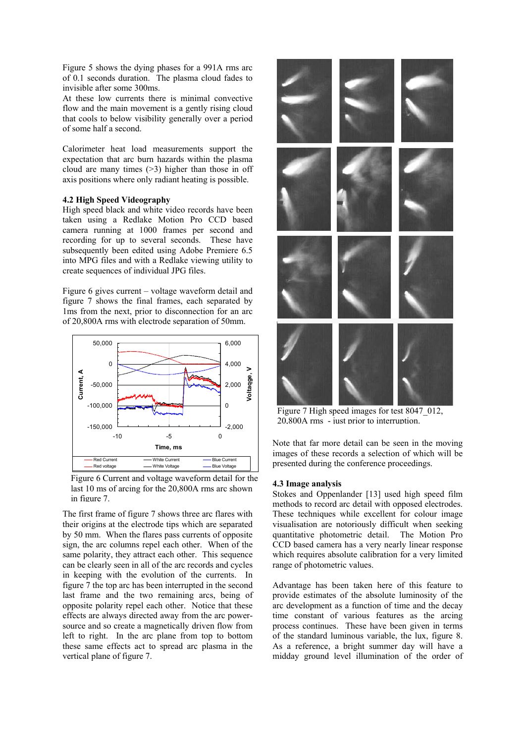Figure 5 shows the dying phases for a 991A rms arc of 0.1 seconds duration. The plasma cloud fades to invisible after some 300ms.

At these low currents there is minimal convective flow and the main movement is a gently rising cloud that cools to below visibility generally over a period of some half a second.

Calorimeter heat load measurements support the expectation that arc burn hazards within the plasma cloud are many times (>3) higher than those in off axis positions where only radiant heating is possible.

### 4.2 High Speed Videography

High speed black and white video records have been taken using a Redlake Motion Pro CCD based camera running at 1000 frames per second and recording for up to several seconds. These have subsequently been edited using Adobe Premiere 6.5 into MPG files and with a Redlake viewing utility to create sequences of individual JPG files.

Figure 6 gives current – voltage waveform detail and figure 7 shows the final frames, each separated by 1ms from the next, prior to disconnection for an arc of 20,800A rms with electrode separation of 50mm.

Figure 6 Current and voltage waveform detail for the last 10 ms of arcing for the 20,800A rms arc shown in figure 7.

The first frame of figure 7 shows three arc flares with their origins at the electrode tips which are separated by 50 mm. When the flares pass currents of opposite sign, the arc columns repel each other. When of the same polarity, they attract each other. This sequence can be clearly seen in all of the arc records and cycles in keeping with the evolution of the currents. In figure 7 the top arc has been interrupted in the second last frame and the two remaining arcs, being of opposite polarity repel each other. Notice that these effects are always directed away from the arc power-source and so create a magnetically driven flow from left to right. In the arc plane from top to bottom these same effects act to spread arc plasma in the vertical plane of figure 7.

Figure 7 High speed images for test 8047_012, 20,800A rms - just prior to interruption.

Note that far more detail can be seen in the moving images of these records a selection of which will be presented during the conference proceedings.

### 4.3 Image analysis

Stokes and Oppenlander [13] used high speed film methods to record arc detail with opposed electrodes. These techniques while excellent for colour image visualisation are notoriously difficult when seeking quantitative photometric detail. The Motion Pro CCD based camera has a very nearly linear response which requires absolute calibration for a very limited range of photometric values.

Advantage has been taken here of this feature to provide estimates of the absolute luminosity of the arc development as a function of time and the decay time constant of various features as the arcing process continues. These have been given in terms of the standard luminous variable, the lux, figure 8. As a reference, a bright summer day will have a midday ground level illumination of the order of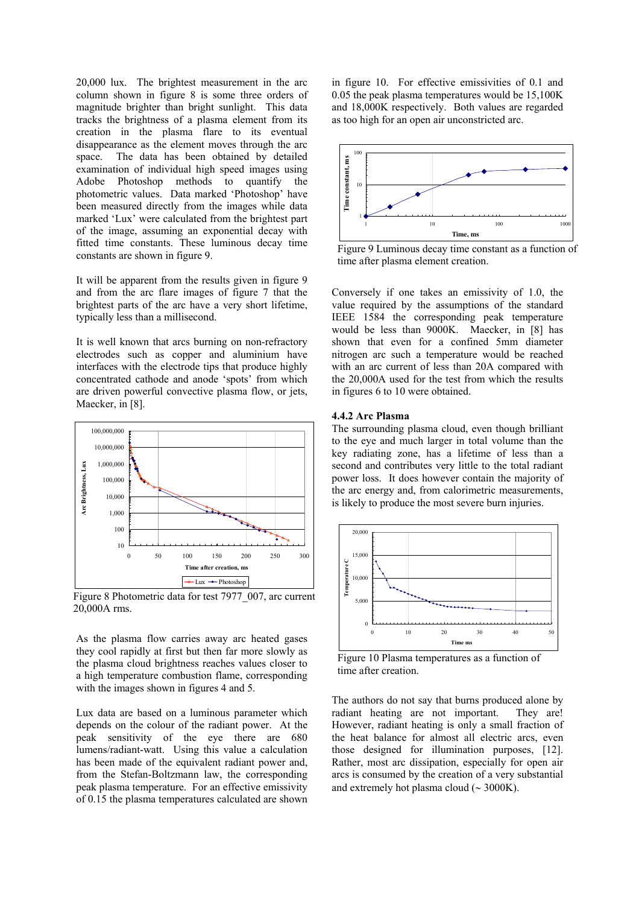20,000 lux. The brightest measurement in the arc column shown in figure 8 is some three orders of magnitude brighter than bright sunlight. This data tracks the brightness of a plasma element from its creation in the plasma flare to its eventual disappearance as the element moves through the arc space. The data has been obtained by detailed examination of individual high speed images using Adobe Photoshop methods to quantify the photometric values. Data marked 'Photoshop' have been measured directly from the images while data marked 'Lux' were calculated from the brightest part of the image, assuming an exponential decay with fitted time constants. These luminous decay time constants are shown in figure 9.

It will be apparent from the results given in figure 9 and from the arc flare images of figure 7 that the brightest parts of the arc have a very short lifetime, typically less than a millisecond.

It is well known that arcs burning on non-refractory electrodes such as copper and aluminium have interfaces with the electrode tips that produce highly concentrated cathode and anode 'spots' from which are driven powerful convective plasma flow, or jets, Maecker, in [8].

Figure 8 Photometric data for test 7977_007, arc current 20,000A rms.

As the plasma flow carries away arc heated gases they cool rapidly at first but then far more slowly as the plasma cloud brightness reaches values closer to a high temperature combustion flame, corresponding with the images shown in figures 4 and 5.

Lux data are based on a luminous parameter which depends on the colour of the radiant power. At the peak sensitivity of the eye there are 680 lumens/radiant-watt. Using this value a calculation has been made of the equivalent radiant power and, from the Stefan-Boltzmann law, the corresponding peak plasma temperature. For an effective emissivity of 0.15 the plasma temperatures calculated are shown in figure 10. For effective emissivities of 0.1 and 0.05 the peak plasma temperatures would be 15,100K and 18,000K respectively. Both values are regarded as too high for an open air unconstricted arc.

Figure 9 Luminous decay time constant as a function of time after plasma element creation.

Conversely if one takes an emissivity of 1.0, the value required by the assumptions of the standard IEEE 1584 the corresponding peak temperature would be less than 9000K. Maecker, in [8] has shown that even for a confined 5mm diameter nitrogen arc such a temperature would be reached with an arc current of less than 20A compared with the 20,000A used for the test from which the results in figures 6 to 10 were obtained.

### 4.4.2 Arc Plasma

The surrounding plasma cloud, even though brilliant to the eye and much larger in total volume than the key radiating zone, has a lifetime of less than a second and contributes very little to the total radiant power loss. It does however contain the majority of the arc energy and, from calorimetric measurements, is likely to produce the most severe burn injuries.

Figure 10 Plasma temperatures as a function of time after creation.

The authors do not say that burns produced alone by radiant heating are not important. They are! However, radiant heating is only a small fraction of the heat balance for almost all electric arcs, even those designed for illumination purposes, [12]. Rather, most arc dissipation, especially for open air arcs is consumed by the creation of a very substantial and extremely hot plasma cloud (~ 3000K).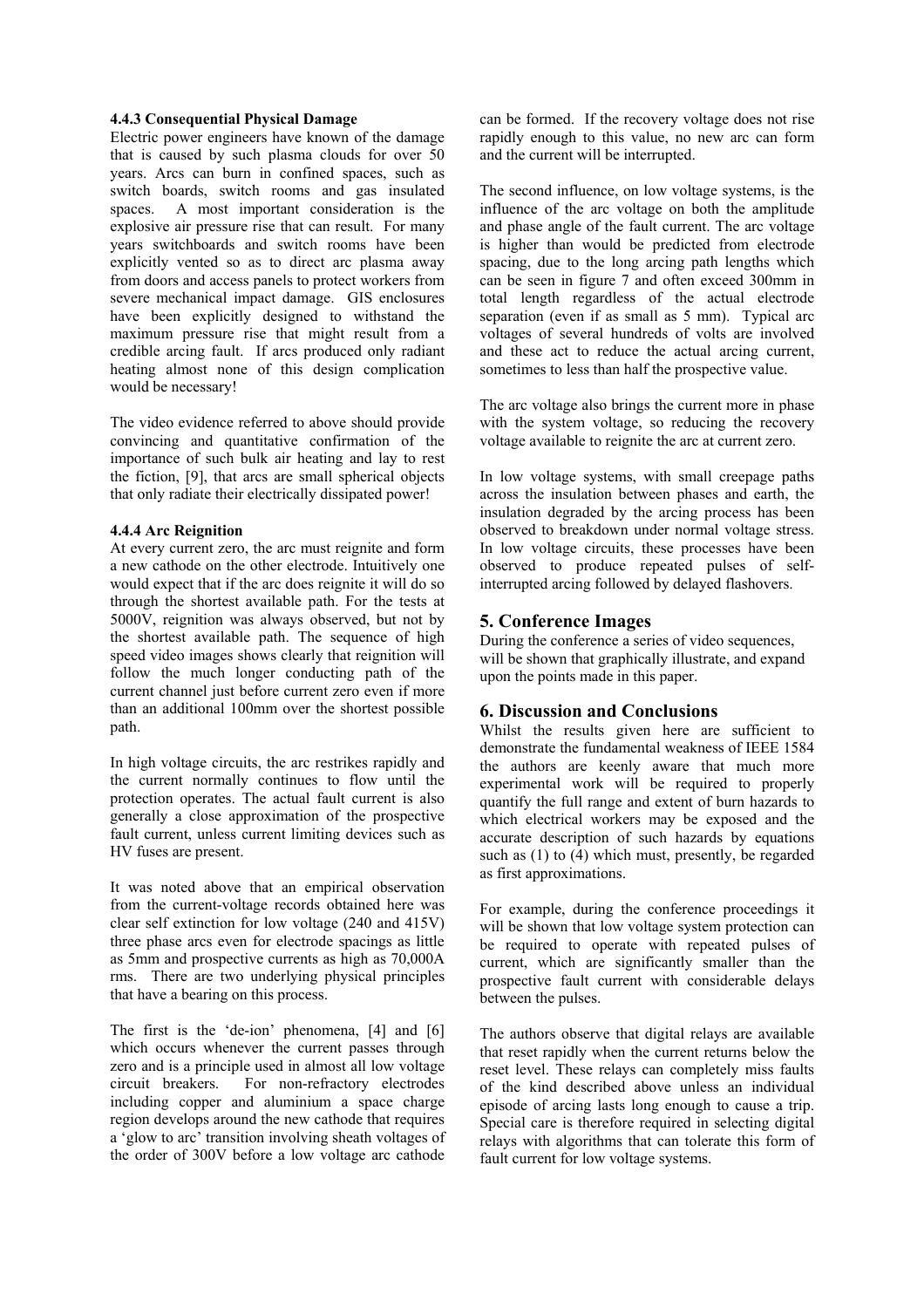#### 4.4.3 Consequential Physical Damage

Electric power engineers have known of the damage that is caused by such plasma clouds for over 50 years. Arcs can burn in confined spaces, such as switch boards, switch rooms and gas insulated spaces. A most important consideration is the explosive air pressure rise that can result. For many years switchboards and switch rooms have been explicitly vented so as to direct arc plasma away from doors and access panels to protect workers from severe mechanical impact damage. GIS enclosures have been explicitly designed to withstand the maximum pressure rise that might result from a credible arcing fault. If arcs produced only radiant heating almost none of this design complication would be necessary!

The video evidence referred to above should provide convincing and quantitative confirmation of the importance of such bulk air heating and lay to rest the fiction, [9], that arcs are small spherical objects that only radiate their electrically dissipated power!

#### 4.4.4 Arc Reignition

At every current zero, the arc must reignite and form a new cathode on the other electrode. Intuitively one would expect that if the arc does reignite it will do so through the shortest available path. For the tests at 5000V, reignition was always observed, but not by the shortest available path. The sequence of high speed video images shows clearly that reignition will follow the much longer conducting path of the current channel just before current zero even if more than an additional 100mm over the shortest possible path.

In high voltage circuits, the arc restrikes rapidly and the current normally continues to flow until the protection operates. The actual fault current is also generally a close approximation of the prospective fault current, unless current limiting devices such as HV fuses are present.

It was noted above that an empirical observation from the current-voltage records obtained here was clear self extinction for low voltage (240 and 415V) three phase arcs even for electrode spacings as little as 5mm and prospective currents as high as 70,000A rms. There are two underlying physical principles that have a bearing on this process.

The first is the 'de-ion' phenomena, [4] and [6] which occurs whenever the current passes through zero and is a principle used in almost all low voltage circuit breakers. For non-refractory electrodes including copper and aluminium a space charge region develops around the new cathode that requires a 'glow to arc' transition involving sheath voltages of the order of 300V before a low voltage arc cathode can be formed. If the recovery voltage does not rise rapidly enough to this value, no new arc can form and the current will be interrupted.

The second influence, on low voltage systems, is the influence of the arc voltage on both the amplitude and phase angle of the fault current. The arc voltage is higher than would be predicted from electrode spacing, due to the long arcing path lengths which can be seen in figure 7 and often exceed 300mm in total length regardless of the actual electrode separation (even if as small as 5 mm). Typical arc voltages of several hundreds of volts are involved and these act to reduce the actual arcing current, sometimes to less than half the prospective value.

The arc voltage also brings the current more in phase with the system voltage, so reducing the recovery voltage available to reignite the arc at current zero.

In low voltage systems, with small creepage paths across the insulation between phases and earth, the insulation degraded by the arcing process has been observed to breakdown under normal voltage stress. In low voltage circuits, these processes have been observed to produce repeated pulses of self-interrupted arcing followed by delayed flashovers.

## 5. Conference Images

During the conference a series of video sequences, will be shown that graphically illustrate, and expand upon the points made in this paper.

## 6. Discussion and Conclusions

Whilst the results given here are sufficient to demonstrate the fundamental weakness of IEEE 1584 the authors are keenly aware that much more experimental work will be required to properly quantify the full range and extent of burn hazards to which electrical workers may be exposed and the accurate description of such hazards by equations such as (1) to (4) which must, presently, be regarded as first approximations.

For example, during the conference proceedings it will be shown that low voltage system protection can be required to operate with repeated pulses of current, which are significantly smaller than the prospective fault current with considerable delays between the pulses.

The authors observe that digital relays are available that reset rapidly when the current returns below the reset level. These relays can completely miss faults of the kind described above unless an individual episode of arcing lasts long enough to cause a trip. Special care is therefore required in selecting digital relays with algorithms that can tolerate this form of fault current for low voltage systems.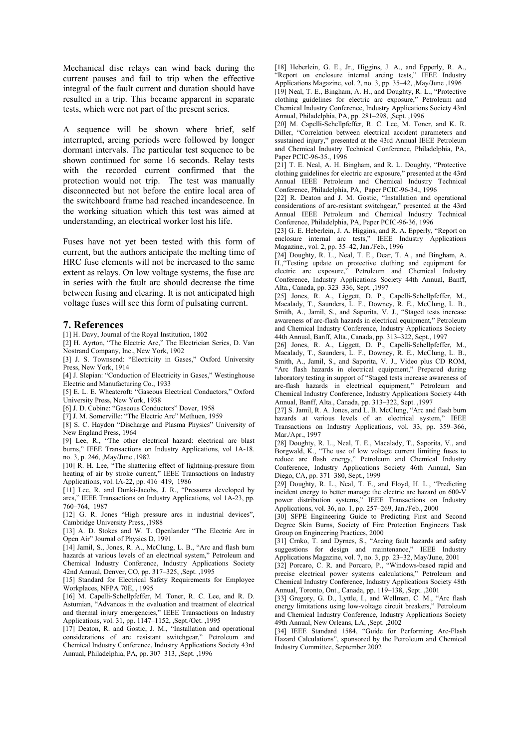Mechanical disc relays can wind back during the current pauses and fail to trip when the effective integral of the fault current and duration should have resulted in a trip. This became apparent in separate tests, which were not part of the present series.

A sequence will be shown where brief, self interrupted, arcing periods were followed by longer dormant intervals. The particular test sequence to be shown continued for some 16 seconds. Relay tests with the recorded current confirmed that the protection would not trip. The test was manually disconnected but not before the entire local area of the switchboard frame had reached incandescence. In the working situation which this test was aimed at understanding, an electrical worker lost his life.

Fuses have not yet been tested with this form of current, but the authors anticipate the melting time of HRC fuse elements will not be increased to the same extent as relays. On low voltage systems, the fuse arc in series with the fault arc should decrease the time between fusing and clearing. It is not anticipated high voltage fuses will see this form of pulsating current.

## 7. References

[1] H. Davy, Journal of the Royal Institution, 1802

[2] H. Ayrton, "The Electric Arc," The Electrician Series, D. Van Nostrand Company, Inc., New York, 1902

[3] J. S. Townsend: "Electricity in Gases," Oxford University Press, New York, 1914

[4] J. Slepian: "Conduction of Electricity in Gases," Westinghouse Electric and Manufacturing Co., 1933

[5] E. L. E. Wheatcroft: "Gaseous Electrical Conductors," Oxford University Press, New York, 1938

[6] J. D. Cobine: "Gaseous Conductors" Dover, 1958

[7] J. M. Somerville: "The Electric Arc" Methuen, 1959

[8] S. C. Haydon "Discharge and Plasma Physics" University of New England Press, 1964

[9] Lee, R., "The other electrical hazard: electrical arc blast burns," IEEE Transactions on Industry Applications, vol 1A-18. no. 3, p. 246, ,May/June ,1982

[10] R. H. Lee, "The shattering effect of lightning-pressure from heating of air by stroke current," IEEE Transactions on Industry Applications, vol. IA-22, pp. 416–419, 1986

[11] Lee, R. and Dunki-Jacobs, J. R., "Pressures developed by arcs," IEEE Transactions on Industry Applications, vol 1A-23, pp. 760–764, 1987

[12] G. R. Jones "High pressure arcs in industrial devices", Cambridge University Press, ,1988

[13] A. D. Stokes and W. T. Openlander "The Electric Arc in Open Air" Journal of Physics D, 1991

[14] Jamil, S., Jones, R. A., McClung, L. B., "Arc and flash burn hazards at various levels of an electrical system," Petroleum and Chemical Industry Conference, Industry Applications Society 42nd Annual, Denver, CO, pp. 317–325, ,Sept. ,1995

[15] Standard for Electrical Safety Requirements for Employee Workplaces, NFPA 70E, , 1995

[16] M. Capelli-Schellpfeffer, M. Toner, R. C. Lee, and R. D. Astumian, "Advances in the evaluation and treatment of electrical and thermal injury emergencies," IEEE Transactions on Industry Applications, vol. 31, pp. 1147–1152, ,Sept./Oct. ,1995

[17] Deaton, R. and Gostic, J. M., "Installation and operational considerations of arc resistant switchgear," Petroleum and Chemical Industry Conference, Industry Applications Society 43rd Annual, Philadelphia, PA, pp. 307–313, ,Sept. ,1996

[18] Heberlein, G. E., Jr., Higgins, J. A., and Epperly, R. A., "Report on enclosure internal arcing tests," IEEE Industry Applications Magazine, vol. 2, no. 3, pp. 35–42, ,May/June ,1996

[19] Neal, T. E., Bingham, A. H., and Doughty, R. L., "Protective clothing guidelines for electric arc exposure," Petroleum and Chemical Industry Conference, Industry Applications Society 43rd Annual, Philadelphia, PA, pp. 281–298, ,Sept. ,1996

[20] M. Capelli-Schellpfeffer, R. C. Lee, M. Toner, and K. R. Diller, "Correlation between electrical accident parameters and ssustained injury," presented at the 43rd Annual IEEE Petroleum and Chemical Industry Technical Conference, Philadelphia, PA, Paper PCIC-96-35., 1996

[21] T. E. Neal, A. H. Bingham, and R. L. Doughty, "Protective clothing guidelines for electric arc exposure," presented at the 43rd Annual IEEE Petroleum and Chemical Industry Technical Conference, Philadelphia, PA, Paper PCIC-96-34., 1996

[22] R. Deaton and J. M. Gostic, "Installation and operational considerations of arc-resistant switchgear," presented at the 43rd Annual IEEE Petroleum and Chemical Industry Technical Conference, Philadelphia, PA, Paper PCIC-96-36, 1996

[23] G. E. Heberlein, J. A. Higgins, and R. A. Epperly, "Report on enclosure internal arc tests," IEEE Industry Applications Magazine., vol. 2, pp. 35–42, Jan./Feb., 1996

[24] Doughty, R. L., Neal, T. E., Dear, T. A., and Bingham, A. H.,"Testing update on protective clothing and equipment for electric arc exposure," Petroleum and Chemical Industry Conference, Industry Applications Society 44th Annual, Banff, Alta., Canada, pp. 323–336, Sept. ,1997

[25] Jones, R. A., Liggett, D. P., Capelli-Schellpfeffer, M., Macalady, T., Saunders, L. F., Downey, R. E., McClung, L. B., Smith, A., Jamil, S., and Saporita, V. J., "Staged tests increase awareness of arc-flash hazards in electrical equipment," Petroleum and Chemical Industry Conference, Industry Applications Society 44th Annual, Banff, Alta., Canada, pp. 313–322, Sept., 1997

[26] Jones, R. A., Liggett, D. P., Capelli-Schellpfeffer, M., Macalady, T., Saunders, L. F., Downey, R. E., McClung, L. B., Smith, A., Jamil, S., and Saporita, V. J., Video plus CD ROM, "Arc flash hazards in electrical equipment," Prepared during laboratory testing in support of "Staged tests increase awareness of arc-flash hazards in electrical equipment," Petroleum and Chemical Industry Conference, Industry Applications Society 44th Annual, Banff, Alta., Canada, pp. 313–322, Sept. ,1997

[27] S. Jamil, R. A. Jones, and L. B. McClung, "Arc and flash burn hazards at various levels of an electrical system," IEEE Transactions on Industry Applications, vol. 33, pp. 359–366, Mar./Apr., 1997

[28] Doughty, R. L., Neal, T. E., Macalady, T., Saporita, V., and Borgwald, K., "The use of low voltage current limiting fuses to reduce arc flash energy," Petroleum and Chemical Industry Conference, Industry Applications Society 46th Annual, San Diego, CA, pp. 371–380, Sept., 1999

[29] Doughty, R. L., Neal, T. E., and Floyd, H. L., "Predicting incident energy to better manage the electric arc hazard on 600-V power distribution systems," IEEE Transactions on Industry Applications, vol. 36, no. 1, pp. 257–269, Jan./Feb., 2000

[30] SFPE Engineering Guide to Predicting First and Second Degree Skin Burns, Society of Fire Protection Engineers Task Group on Engineering Practices, 2000

[31] Crnko, T. and Dyrnes, S., "Arcing fault hazards and safety suggestions for design and maintenance," IEEE Industry Applications Magazine, vol. 7, no. 3, pp. 23–32, May/June, 2001

[32] Porcaro, C. R. and Porcaro, P., "Windows-based rapid and precise electrical power systems calculations," Petroleum and Chemical Industry Conference, Industry Applications Society 48th Annual, Toronto, Ont., Canada, pp. 119–138, ,Sept. ,2001

[33] Gregory, G. D., Lyttle, I., and Wellman, C. M., "Arc flash energy limitations using low-voltage circuit breakers," Petroleum and Chemical Industry Conference, Industry Applications Society 49th Annual, New Orleans, LA, ,Sept. ,2002

[34] IEEE Standard 1584, "Guide for Performing Arc-Flash Hazard Calculations", sponsored by the Petroleum and Chemical Industry Committee, September 2002